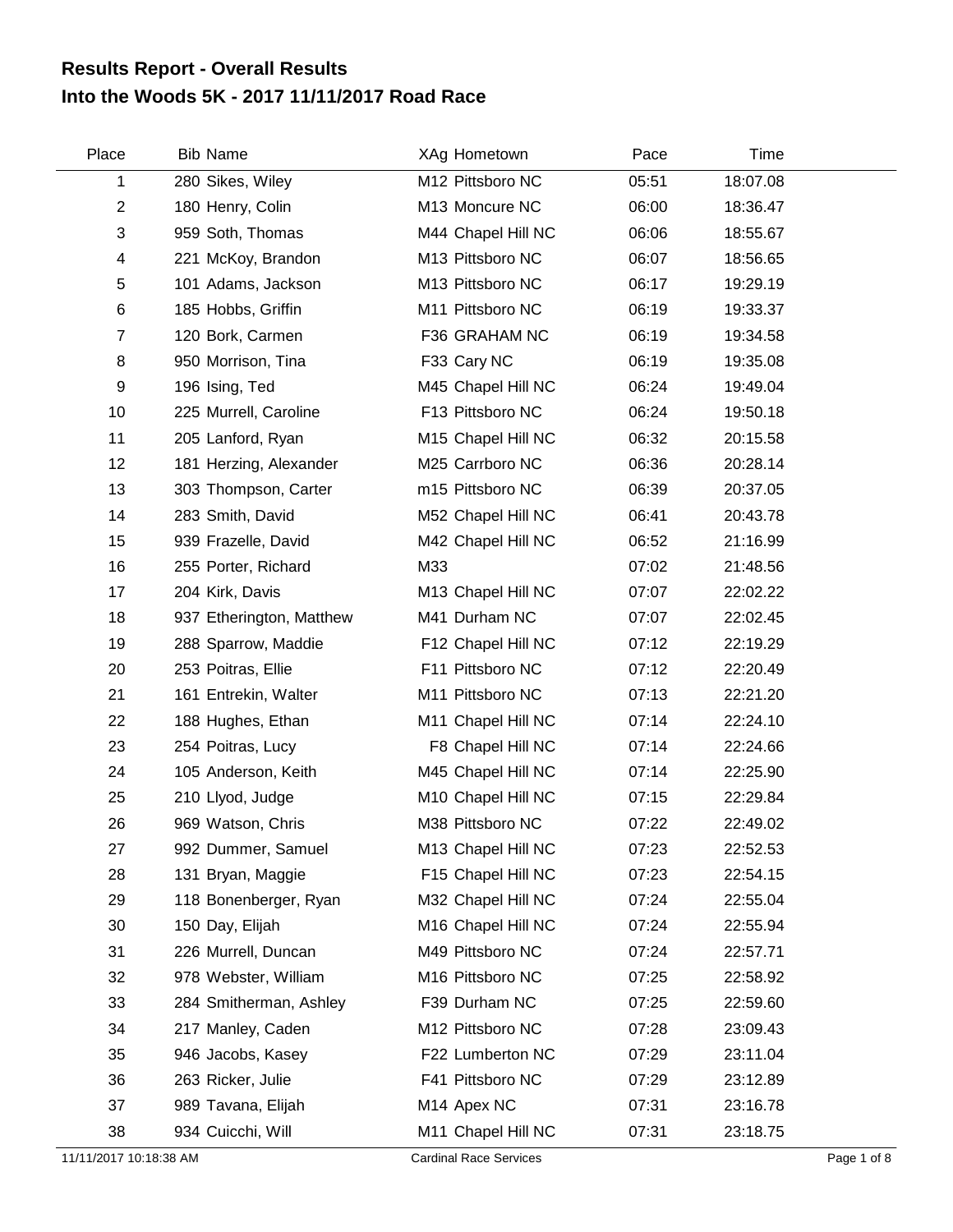# Results Report - Overall Results

## Into the Woods 5K - 2017 11/11/2017 Road Race

| Place | Bib | Name | XAg | Hometown | Pace | Time |
|---|---|---|---|---|---|---|
| 1 | 280 | Sikes, Wiley | M12 | Pittsboro NC | 05:51 | 18:07.08 |
| 2 | 180 | Henry, Colin | M13 | Moncure NC | 06:00 | 18:36.47 |
| 3 | 959 | Soth, Thomas | M44 | Chapel Hill NC | 06:06 | 18:55.67 |
| 4 | 221 | McKoy, Brandon | M13 | Pittsboro NC | 06:07 | 18:56.65 |
| 5 | 101 | Adams, Jackson | M13 | Pittsboro NC | 06:17 | 19:29.19 |
| 6 | 185 | Hobbs, Griffin | M11 | Pittsboro NC | 06:19 | 19:33.37 |
| 7 | 120 | Bork, Carmen | F36 | GRAHAM NC | 06:19 | 19:34.58 |
| 8 | 950 | Morrison, Tina | F33 | Cary NC | 06:19 | 19:35.08 |
| 9 | 196 | Ising, Ted | M45 | Chapel Hill NC | 06:24 | 19:49.04 |
| 10 | 225 | Murrell, Caroline | F13 | Pittsboro NC | 06:24 | 19:50.18 |
| 11 | 205 | Lanford, Ryan | M15 | Chapel Hill NC | 06:32 | 20:15.58 |
| 12 | 181 | Herzing, Alexander | M25 | Carrboro NC | 06:36 | 20:28.14 |
| 13 | 303 | Thompson, Carter | m15 | Pittsboro NC | 06:39 | 20:37.05 |
| 14 | 283 | Smith, David | M52 | Chapel Hill NC | 06:41 | 20:43.78 |
| 15 | 939 | Frazelle, David | M42 | Chapel Hill NC | 06:52 | 21:16.99 |
| 16 | 255 | Porter, Richard | M33 | | 07:02 | 21:48.56 |
| 17 | 204 | Kirk, Davis | M13 | Chapel Hill NC | 07:07 | 22:02.22 |
| 18 | 937 | Etherington, Matthew | M41 | Durham NC | 07:07 | 22:02.45 |
| 19 | 288 | Sparrow, Maddie | F12 | Chapel Hill NC | 07:12 | 22:19.29 |
| 20 | 253 | Poitras, Ellie | F11 | Pittsboro NC | 07:12 | 22:20.49 |
| 21 | 161 | Entrekin, Walter | M11 | Pittsboro NC | 07:13 | 22:21.20 |
| 22 | 188 | Hughes, Ethan | M11 | Chapel Hill NC | 07:14 | 22:24.10 |
| 23 | 254 | Poitras, Lucy | F8 | Chapel Hill NC | 07:14 | 22:24.66 |
| 24 | 105 | Anderson, Keith | M45 | Chapel Hill NC | 07:14 | 22:25.90 |
| 25 | 210 | Llyod, Judge | M10 | Chapel Hill NC | 07:15 | 22:29.84 |
| 26 | 969 | Watson, Chris | M38 | Pittsboro NC | 07:22 | 22:49.02 |
| 27 | 992 | Dummer, Samuel | M13 | Chapel Hill NC | 07:23 | 22:52.53 |
| 28 | 131 | Bryan, Maggie | F15 | Chapel Hill NC | 07:23 | 22:54.15 |
| 29 | 118 | Bonenberger, Ryan | M32 | Chapel Hill NC | 07:24 | 22:55.04 |
| 30 | 150 | Day, Elijah | M16 | Chapel Hill NC | 07:24 | 22:55.94 |
| 31 | 226 | Murrell, Duncan | M49 | Pittsboro NC | 07:24 | 22:57.71 |
| 32 | 978 | Webster, William | M16 | Pittsboro NC | 07:25 | 22:58.92 |
| 33 | 284 | Smitherman, Ashley | F39 | Durham NC | 07:25 | 22:59.60 |
| 34 | 217 | Manley, Caden | M12 | Pittsboro NC | 07:28 | 23:09.43 |
| 35 | 946 | Jacobs, Kasey | F22 | Lumberton NC | 07:29 | 23:11.04 |
| 36 | 263 | Ricker, Julie | F41 | Pittsboro NC | 07:29 | 23:12.89 |
| 37 | 989 | Tavana, Elijah | M14 | Apex NC | 07:31 | 23:16.78 |
| 38 | 934 | Cuicchi, Will | M11 | Chapel Hill NC | 07:31 | 23:18.75 |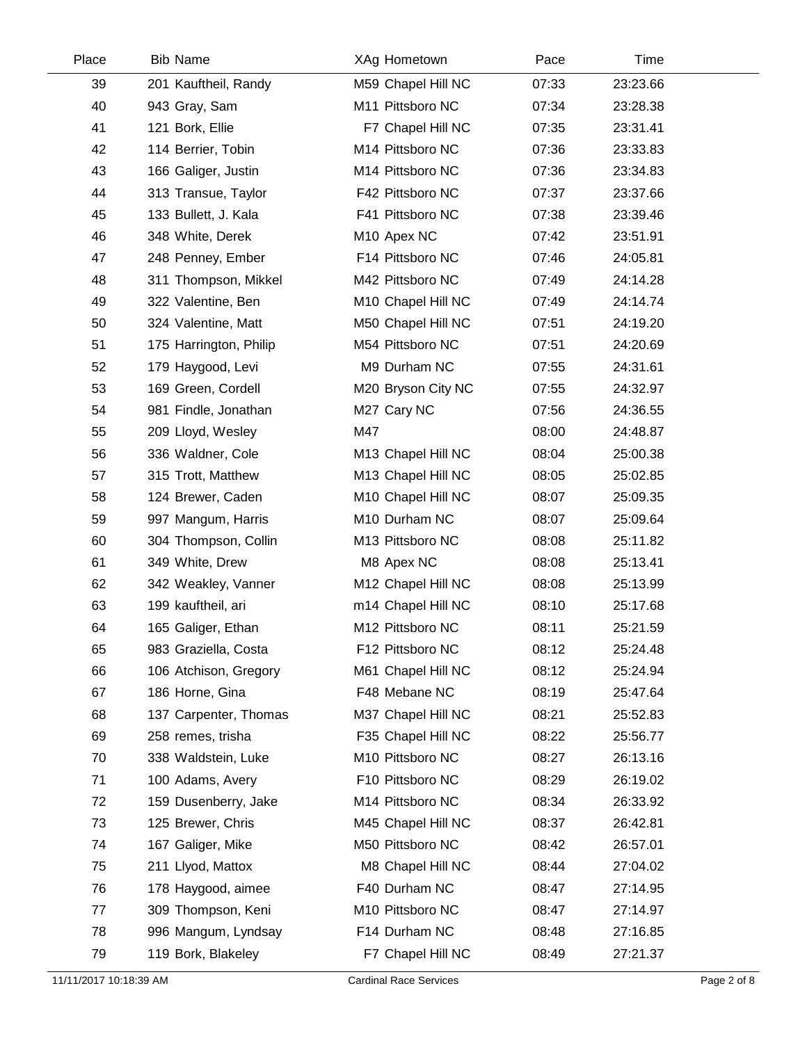| Place | Bib | Name | XAg | Hometown | Pace | Time |
|---|---|---|---|---|---|---|
| 39 | 201 | Kauftheil, Randy | M59 | Chapel Hill NC | 07:33 | 23:23.66 |
| 40 | 943 | Gray, Sam | M11 | Pittsboro NC | 07:34 | 23:28.38 |
| 41 | 121 | Bork, Ellie | F7 | Chapel Hill NC | 07:35 | 23:31.41 |
| 42 | 114 | Berrier, Tobin | M14 | Pittsboro NC | 07:36 | 23:33.83 |
| 43 | 166 | Galiger, Justin | M14 | Pittsboro NC | 07:36 | 23:34.83 |
| 44 | 313 | Transue, Taylor | F42 | Pittsboro NC | 07:37 | 23:37.66 |
| 45 | 133 | Bullett, J. Kala | F41 | Pittsboro NC | 07:38 | 23:39.46 |
| 46 | 348 | White, Derek | M10 | Apex NC | 07:42 | 23:51.91 |
| 47 | 248 | Penney, Ember | F14 | Pittsboro NC | 07:46 | 24:05.81 |
| 48 | 311 | Thompson, Mikkel | M42 | Pittsboro NC | 07:49 | 24:14.28 |
| 49 | 322 | Valentine, Ben | M10 | Chapel Hill NC | 07:49 | 24:14.74 |
| 50 | 324 | Valentine, Matt | M50 | Chapel Hill NC | 07:51 | 24:19.20 |
| 51 | 175 | Harrington, Philip | M54 | Pittsboro NC | 07:51 | 24:20.69 |
| 52 | 179 | Haygood, Levi | M9 | Durham NC | 07:55 | 24:31.61 |
| 53 | 169 | Green, Cordell | M20 | Bryson City NC | 07:55 | 24:32.97 |
| 54 | 981 | Findle, Jonathan | M27 | Cary NC | 07:56 | 24:36.55 |
| 55 | 209 | Lloyd, Wesley | M47 | | 08:00 | 24:48.87 |
| 56 | 336 | Waldner, Cole | M13 | Chapel Hill NC | 08:04 | 25:00.38 |
| 57 | 315 | Trott, Matthew | M13 | Chapel Hill NC | 08:05 | 25:02.85 |
| 58 | 124 | Brewer, Caden | M10 | Chapel Hill NC | 08:07 | 25:09.35 |
| 59 | 997 | Mangum, Harris | M10 | Durham NC | 08:07 | 25:09.64 |
| 60 | 304 | Thompson, Collin | M13 | Pittsboro NC | 08:08 | 25:11.82 |
| 61 | 349 | White, Drew | M8 | Apex NC | 08:08 | 25:13.41 |
| 62 | 342 | Weakley, Vanner | M12 | Chapel Hill NC | 08:08 | 25:13.99 |
| 63 | 199 | kauftheil, ari | m14 | Chapel Hill NC | 08:10 | 25:17.68 |
| 64 | 165 | Galiger, Ethan | M12 | Pittsboro NC | 08:11 | 25:21.59 |
| 65 | 983 | Graziella, Costa | F12 | Pittsboro NC | 08:12 | 25:24.48 |
| 66 | 106 | Atchison, Gregory | M61 | Chapel Hill NC | 08:12 | 25:24.94 |
| 67 | 186 | Horne, Gina | F48 | Mebane NC | 08:19 | 25:47.64 |
| 68 | 137 | Carpenter, Thomas | M37 | Chapel Hill NC | 08:21 | 25:52.83 |
| 69 | 258 | remes, trisha | F35 | Chapel Hill NC | 08:22 | 25:56.77 |
| 70 | 338 | Waldstein, Luke | M10 | Pittsboro NC | 08:27 | 26:13.16 |
| 71 | 100 | Adams, Avery | F10 | Pittsboro NC | 08:29 | 26:19.02 |
| 72 | 159 | Dusenberry, Jake | M14 | Pittsboro NC | 08:34 | 26:33.92 |
| 73 | 125 | Brewer, Chris | M45 | Chapel Hill NC | 08:37 | 26:42.81 |
| 74 | 167 | Galiger, Mike | M50 | Pittsboro NC | 08:42 | 26:57.01 |
| 75 | 211 | Llyod, Mattox | M8 | Chapel Hill NC | 08:44 | 27:04.02 |
| 76 | 178 | Haygood, aimee | F40 | Durham NC | 08:47 | 27:14.95 |
| 77 | 309 | Thompson, Keni | M10 | Pittsboro NC | 08:47 | 27:14.97 |
| 78 | 996 | Mangum, Lyndsay | F14 | Durham NC | 08:48 | 27:16.85 |
| 79 | 119 | Bork, Blakeley | F7 | Chapel Hill NC | 08:49 | 27:21.37 |

11/11/2017 10:18:39 AM — Cardinal Race Services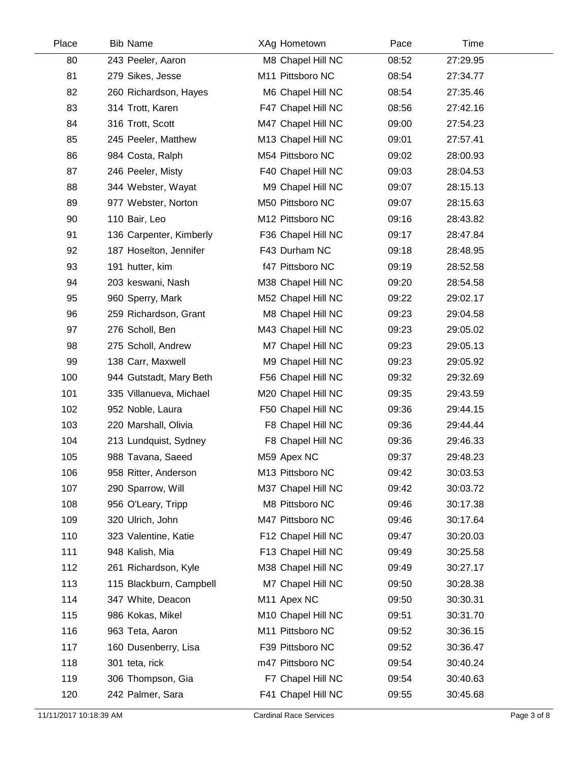| Place | Bib | Name | XAg | Hometown | Pace | Time |
|---|---|---|---|---|---|---|
| 80 | 243 | Peeler, Aaron | M8 | Chapel Hill NC | 08:52 | 27:29.95 |
| 81 | 279 | Sikes, Jesse | M11 | Pittsboro NC | 08:54 | 27:34.77 |
| 82 | 260 | Richardson, Hayes | M6 | Chapel Hill NC | 08:54 | 27:35.46 |
| 83 | 314 | Trott, Karen | F47 | Chapel Hill NC | 08:56 | 27:42.16 |
| 84 | 316 | Trott, Scott | M47 | Chapel Hill NC | 09:00 | 27:54.23 |
| 85 | 245 | Peeler, Matthew | M13 | Chapel Hill NC | 09:01 | 27:57.41 |
| 86 | 984 | Costa, Ralph | M54 | Pittsboro NC | 09:02 | 28:00.93 |
| 87 | 246 | Peeler, Misty | F40 | Chapel Hill NC | 09:03 | 28:04.53 |
| 88 | 344 | Webster, Wayat | M9 | Chapel Hill NC | 09:07 | 28:15.13 |
| 89 | 977 | Webster, Norton | M50 | Pittsboro NC | 09:07 | 28:15.63 |
| 90 | 110 | Bair, Leo | M12 | Pittsboro NC | 09:16 | 28:43.82 |
| 91 | 136 | Carpenter, Kimberly | F36 | Chapel Hill NC | 09:17 | 28:47.84 |
| 92 | 187 | Hoselton, Jennifer | F43 | Durham NC | 09:18 | 28:48.95 |
| 93 | 191 | hutter, kim | f47 | Pittsboro NC | 09:19 | 28:52.58 |
| 94 | 203 | keswani, Nash | M38 | Chapel Hill NC | 09:20 | 28:54.58 |
| 95 | 960 | Sperry, Mark | M52 | Chapel Hill NC | 09:22 | 29:02.17 |
| 96 | 259 | Richardson, Grant | M8 | Chapel Hill NC | 09:23 | 29:04.58 |
| 97 | 276 | Scholl, Ben | M43 | Chapel Hill NC | 09:23 | 29:05.02 |
| 98 | 275 | Scholl, Andrew | M7 | Chapel Hill NC | 09:23 | 29:05.13 |
| 99 | 138 | Carr, Maxwell | M9 | Chapel Hill NC | 09:23 | 29:05.92 |
| 100 | 944 | Gutstadt, Mary Beth | F56 | Chapel Hill NC | 09:32 | 29:32.69 |
| 101 | 335 | Villanueva, Michael | M20 | Chapel Hill NC | 09:35 | 29:43.59 |
| 102 | 952 | Noble, Laura | F50 | Chapel Hill NC | 09:36 | 29:44.15 |
| 103 | 220 | Marshall, Olivia | F8 | Chapel Hill NC | 09:36 | 29:44.44 |
| 104 | 213 | Lundquist, Sydney | F8 | Chapel Hill NC | 09:36 | 29:46.33 |
| 105 | 988 | Tavana, Saeed | M59 | Apex NC | 09:37 | 29:48.23 |
| 106 | 958 | Ritter, Anderson | M13 | Pittsboro NC | 09:42 | 30:03.53 |
| 107 | 290 | Sparrow, Will | M37 | Chapel Hill NC | 09:42 | 30:03.72 |
| 108 | 956 | O'Leary, Tripp | M8 | Pittsboro NC | 09:46 | 30:17.38 |
| 109 | 320 | Ulrich, John | M47 | Pittsboro NC | 09:46 | 30:17.64 |
| 110 | 323 | Valentine, Katie | F12 | Chapel Hill NC | 09:47 | 30:20.03 |
| 111 | 948 | Kalish, Mia | F13 | Chapel Hill NC | 09:49 | 30:25.58 |
| 112 | 261 | Richardson, Kyle | M38 | Chapel Hill NC | 09:49 | 30:27.17 |
| 113 | 115 | Blackburn, Campbell | M7 | Chapel Hill NC | 09:50 | 30:28.38 |
| 114 | 347 | White, Deacon | M11 | Apex NC | 09:50 | 30:30.31 |
| 115 | 986 | Kokas, Mikel | M10 | Chapel Hill NC | 09:51 | 30:31.70 |
| 116 | 963 | Teta, Aaron | M11 | Pittsboro NC | 09:52 | 30:36.15 |
| 117 | 160 | Dusenberry, Lisa | F39 | Pittsboro NC | 09:52 | 30:36.47 |
| 118 | 301 | teta, rick | m47 | Pittsboro NC | 09:54 | 30:40.24 |
| 119 | 306 | Thompson, Gia | F7 | Chapel Hill NC | 09:54 | 30:40.63 |
| 120 | 242 | Palmer, Sara | F41 | Chapel Hill NC | 09:55 | 30:45.68 |

11/11/2017 10:18:39 AM Cardinal Race Services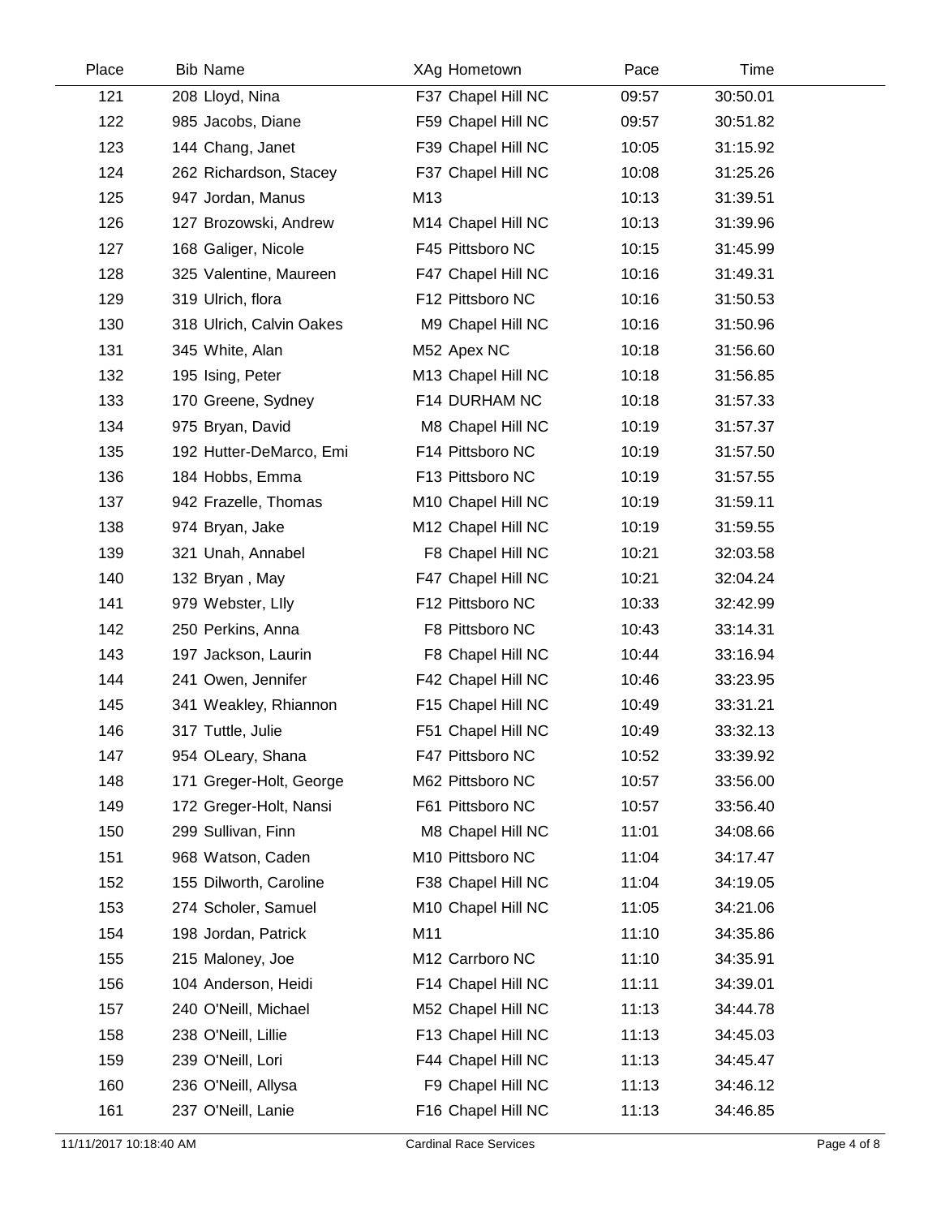| Place | Bib | Name | XAg | Hometown | Pace | Time |
|---|---|---|---|---|---|---|
| 121 | 208 | Lloyd, Nina | F37 | Chapel Hill NC | 09:57 | 30:50.01 |
| 122 | 985 | Jacobs, Diane | F59 | Chapel Hill NC | 09:57 | 30:51.82 |
| 123 | 144 | Chang, Janet | F39 | Chapel Hill NC | 10:05 | 31:15.92 |
| 124 | 262 | Richardson, Stacey | F37 | Chapel Hill NC | 10:08 | 31:25.26 |
| 125 | 947 | Jordan, Manus | M13 | | 10:13 | 31:39.51 |
| 126 | 127 | Brozowski, Andrew | M14 | Chapel Hill NC | 10:13 | 31:39.96 |
| 127 | 168 | Galiger, Nicole | F45 | Pittsboro NC | 10:15 | 31:45.99 |
| 128 | 325 | Valentine, Maureen | F47 | Chapel Hill NC | 10:16 | 31:49.31 |
| 129 | 319 | Ulrich, flora | F12 | Pittsboro NC | 10:16 | 31:50.53 |
| 130 | 318 | Ulrich, Calvin Oakes | M9 | Chapel Hill NC | 10:16 | 31:50.96 |
| 131 | 345 | White, Alan | M52 | Apex NC | 10:18 | 31:56.60 |
| 132 | 195 | Ising, Peter | M13 | Chapel Hill NC | 10:18 | 31:56.85 |
| 133 | 170 | Greene, Sydney | F14 | DURHAM NC | 10:18 | 31:57.33 |
| 134 | 975 | Bryan, David | M8 | Chapel Hill NC | 10:19 | 31:57.37 |
| 135 | 192 | Hutter-DeMarco, Emi | F14 | Pittsboro NC | 10:19 | 31:57.50 |
| 136 | 184 | Hobbs, Emma | F13 | Pittsboro NC | 10:19 | 31:57.55 |
| 137 | 942 | Frazelle, Thomas | M10 | Chapel Hill NC | 10:19 | 31:59.11 |
| 138 | 974 | Bryan, Jake | M12 | Chapel Hill NC | 10:19 | 31:59.55 |
| 139 | 321 | Unah, Annabel | F8 | Chapel Hill NC | 10:21 | 32:03.58 |
| 140 | 132 | Bryan , May | F47 | Chapel Hill NC | 10:21 | 32:04.24 |
| 141 | 979 | Webster, LIly | F12 | Pittsboro NC | 10:33 | 32:42.99 |
| 142 | 250 | Perkins, Anna | F8 | Pittsboro NC | 10:43 | 33:14.31 |
| 143 | 197 | Jackson, Laurin | F8 | Chapel Hill NC | 10:44 | 33:16.94 |
| 144 | 241 | Owen, Jennifer | F42 | Chapel Hill NC | 10:46 | 33:23.95 |
| 145 | 341 | Weakley, Rhiannon | F15 | Chapel Hill NC | 10:49 | 33:31.21 |
| 146 | 317 | Tuttle, Julie | F51 | Chapel Hill NC | 10:49 | 33:32.13 |
| 147 | 954 | OLeary, Shana | F47 | Pittsboro NC | 10:52 | 33:39.92 |
| 148 | 171 | Greger-Holt, George | M62 | Pittsboro NC | 10:57 | 33:56.00 |
| 149 | 172 | Greger-Holt, Nansi | F61 | Pittsboro NC | 10:57 | 33:56.40 |
| 150 | 299 | Sullivan, Finn | M8 | Chapel Hill NC | 11:01 | 34:08.66 |
| 151 | 968 | Watson, Caden | M10 | Pittsboro NC | 11:04 | 34:17.47 |
| 152 | 155 | Dilworth, Caroline | F38 | Chapel Hill NC | 11:04 | 34:19.05 |
| 153 | 274 | Scholer, Samuel | M10 | Chapel Hill NC | 11:05 | 34:21.06 |
| 154 | 198 | Jordan, Patrick | M11 | | 11:10 | 34:35.86 |
| 155 | 215 | Maloney, Joe | M12 | Carrboro NC | 11:10 | 34:35.91 |
| 156 | 104 | Anderson, Heidi | F14 | Chapel Hill NC | 11:11 | 34:39.01 |
| 157 | 240 | O'Neill, Michael | M52 | Chapel Hill NC | 11:13 | 34:44.78 |
| 158 | 238 | O'Neill, Lillie | F13 | Chapel Hill NC | 11:13 | 34:45.03 |
| 159 | 239 | O'Neill, Lori | F44 | Chapel Hill NC | 11:13 | 34:45.47 |
| 160 | 236 | O'Neill, Allysa | F9 | Chapel Hill NC | 11:13 | 34:46.12 |
| 161 | 237 | O'Neill, Lanie | F16 | Chapel Hill NC | 11:13 | 34:46.85 |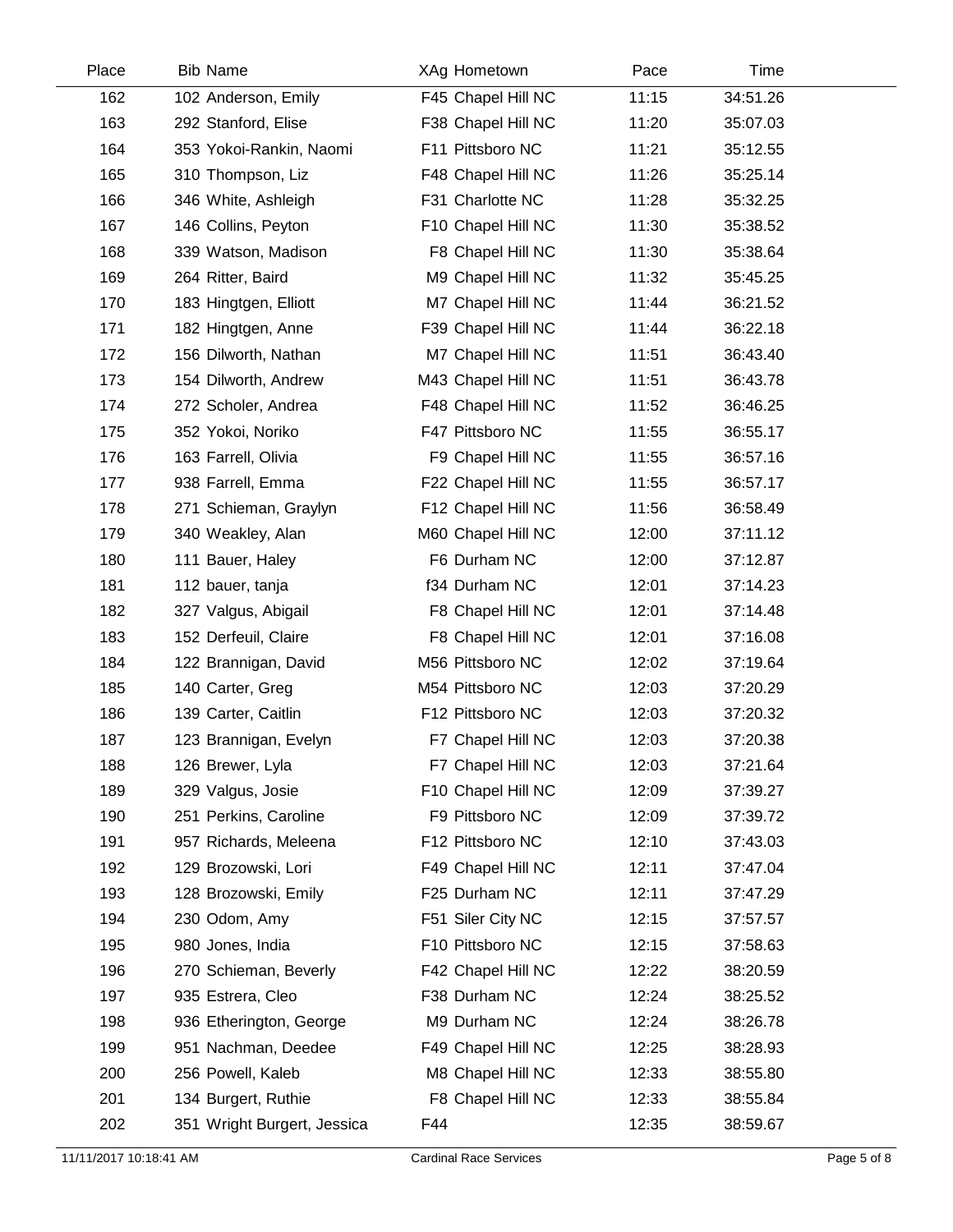| Place | Bib | Name | XAg | Hometown | Pace | Time |
|---|---|---|---|---|---|---|
| 162 | 102 | Anderson, Emily | F45 | Chapel Hill NC | 11:15 | 34:51.26 |
| 163 | 292 | Stanford, Elise | F38 | Chapel Hill NC | 11:20 | 35:07.03 |
| 164 | 353 | Yokoi-Rankin, Naomi | F11 | Pittsboro NC | 11:21 | 35:12.55 |
| 165 | 310 | Thompson, Liz | F48 | Chapel Hill NC | 11:26 | 35:25.14 |
| 166 | 346 | White, Ashleigh | F31 | Charlotte NC | 11:28 | 35:32.25 |
| 167 | 146 | Collins, Peyton | F10 | Chapel Hill NC | 11:30 | 35:38.52 |
| 168 | 339 | Watson, Madison | F8 | Chapel Hill NC | 11:30 | 35:38.64 |
| 169 | 264 | Ritter, Baird | M9 | Chapel Hill NC | 11:32 | 35:45.25 |
| 170 | 183 | Hingtgen, Elliott | M7 | Chapel Hill NC | 11:44 | 36:21.52 |
| 171 | 182 | Hingtgen, Anne | F39 | Chapel Hill NC | 11:44 | 36:22.18 |
| 172 | 156 | Dilworth, Nathan | M7 | Chapel Hill NC | 11:51 | 36:43.40 |
| 173 | 154 | Dilworth, Andrew | M43 | Chapel Hill NC | 11:51 | 36:43.78 |
| 174 | 272 | Scholer, Andrea | F48 | Chapel Hill NC | 11:52 | 36:46.25 |
| 175 | 352 | Yokoi, Noriko | F47 | Pittsboro NC | 11:55 | 36:55.17 |
| 176 | 163 | Farrell, Olivia | F9 | Chapel Hill NC | 11:55 | 36:57.16 |
| 177 | 938 | Farrell, Emma | F22 | Chapel Hill NC | 11:55 | 36:57.17 |
| 178 | 271 | Schieman, Graylyn | F12 | Chapel Hill NC | 11:56 | 36:58.49 |
| 179 | 340 | Weakley, Alan | M60 | Chapel Hill NC | 12:00 | 37:11.12 |
| 180 | 111 | Bauer, Haley | F6 | Durham NC | 12:00 | 37:12.87 |
| 181 | 112 | bauer, tanja | f34 | Durham NC | 12:01 | 37:14.23 |
| 182 | 327 | Valgus, Abigail | F8 | Chapel Hill NC | 12:01 | 37:14.48 |
| 183 | 152 | Derfeuil, Claire | F8 | Chapel Hill NC | 12:01 | 37:16.08 |
| 184 | 122 | Brannigan, David | M56 | Pittsboro NC | 12:02 | 37:19.64 |
| 185 | 140 | Carter, Greg | M54 | Pittsboro NC | 12:03 | 37:20.29 |
| 186 | 139 | Carter, Caitlin | F12 | Pittsboro NC | 12:03 | 37:20.32 |
| 187 | 123 | Brannigan, Evelyn | F7 | Chapel Hill NC | 12:03 | 37:20.38 |
| 188 | 126 | Brewer, Lyla | F7 | Chapel Hill NC | 12:03 | 37:21.64 |
| 189 | 329 | Valgus, Josie | F10 | Chapel Hill NC | 12:09 | 37:39.27 |
| 190 | 251 | Perkins, Caroline | F9 | Pittsboro NC | 12:09 | 37:39.72 |
| 191 | 957 | Richards, Meleena | F12 | Pittsboro NC | 12:10 | 37:43.03 |
| 192 | 129 | Brozowski, Lori | F49 | Chapel Hill NC | 12:11 | 37:47.04 |
| 193 | 128 | Brozowski, Emily | F25 | Durham NC | 12:11 | 37:47.29 |
| 194 | 230 | Odom, Amy | F51 | Siler City NC | 12:15 | 37:57.57 |
| 195 | 980 | Jones, India | F10 | Pittsboro NC | 12:15 | 37:58.63 |
| 196 | 270 | Schieman, Beverly | F42 | Chapel Hill NC | 12:22 | 38:20.59 |
| 197 | 935 | Estrera, Cleo | F38 | Durham NC | 12:24 | 38:25.52 |
| 198 | 936 | Etherington, George | M9 | Durham NC | 12:24 | 38:26.78 |
| 199 | 951 | Nachman, Deedee | F49 | Chapel Hill NC | 12:25 | 38:28.93 |
| 200 | 256 | Powell, Kaleb | M8 | Chapel Hill NC | 12:33 | 38:55.80 |
| 201 | 134 | Burgert, Ruthie | F8 | Chapel Hill NC | 12:33 | 38:55.84 |
| 202 | 351 | Wright Burgert, Jessica | F44 | | 12:35 | 38:59.67 |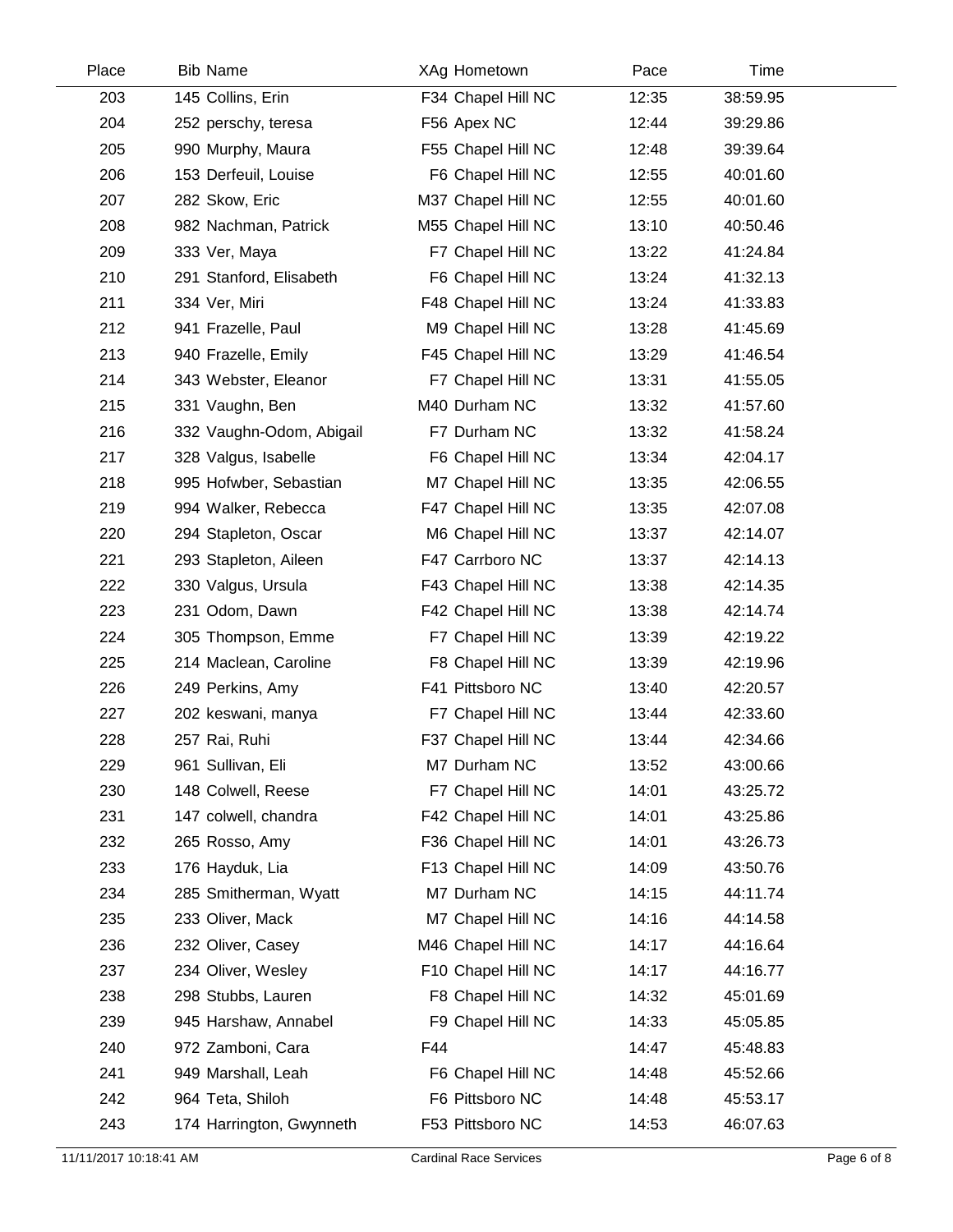| Place | Bib | Name | XAg | Hometown | Pace | Time |
|---|---|---|---|---|---|---|
| 203 | 145 | Collins, Erin | F34 | Chapel Hill NC | 12:35 | 38:59.95 |
| 204 | 252 | perschy, teresa | F56 | Apex NC | 12:44 | 39:29.86 |
| 205 | 990 | Murphy, Maura | F55 | Chapel Hill NC | 12:48 | 39:39.64 |
| 206 | 153 | Derfeuil, Louise | F6 | Chapel Hill NC | 12:55 | 40:01.60 |
| 207 | 282 | Skow, Eric | M37 | Chapel Hill NC | 12:55 | 40:01.60 |
| 208 | 982 | Nachman, Patrick | M55 | Chapel Hill NC | 13:10 | 40:50.46 |
| 209 | 333 | Ver, Maya | F7 | Chapel Hill NC | 13:22 | 41:24.84 |
| 210 | 291 | Stanford, Elisabeth | F6 | Chapel Hill NC | 13:24 | 41:32.13 |
| 211 | 334 | Ver, Miri | F48 | Chapel Hill NC | 13:24 | 41:33.83 |
| 212 | 941 | Frazelle, Paul | M9 | Chapel Hill NC | 13:28 | 41:45.69 |
| 213 | 940 | Frazelle, Emily | F45 | Chapel Hill NC | 13:29 | 41:46.54 |
| 214 | 343 | Webster, Eleanor | F7 | Chapel Hill NC | 13:31 | 41:55.05 |
| 215 | 331 | Vaughn, Ben | M40 | Durham NC | 13:32 | 41:57.60 |
| 216 | 332 | Vaughn-Odom, Abigail | F7 | Durham NC | 13:32 | 41:58.24 |
| 217 | 328 | Valgus, Isabelle | F6 | Chapel Hill NC | 13:34 | 42:04.17 |
| 218 | 995 | Hofwber, Sebastian | M7 | Chapel Hill NC | 13:35 | 42:06.55 |
| 219 | 994 | Walker, Rebecca | F47 | Chapel Hill NC | 13:35 | 42:07.08 |
| 220 | 294 | Stapleton, Oscar | M6 | Chapel Hill NC | 13:37 | 42:14.07 |
| 221 | 293 | Stapleton, Aileen | F47 | Carrboro NC | 13:37 | 42:14.13 |
| 222 | 330 | Valgus, Ursula | F43 | Chapel Hill NC | 13:38 | 42:14.35 |
| 223 | 231 | Odom, Dawn | F42 | Chapel Hill NC | 13:38 | 42:14.74 |
| 224 | 305 | Thompson, Emme | F7 | Chapel Hill NC | 13:39 | 42:19.22 |
| 225 | 214 | Maclean, Caroline | F8 | Chapel Hill NC | 13:39 | 42:19.96 |
| 226 | 249 | Perkins, Amy | F41 | Pittsboro NC | 13:40 | 42:20.57 |
| 227 | 202 | keswani, manya | F7 | Chapel Hill NC | 13:44 | 42:33.60 |
| 228 | 257 | Rai, Ruhi | F37 | Chapel Hill NC | 13:44 | 42:34.66 |
| 229 | 961 | Sullivan, Eli | M7 | Durham NC | 13:52 | 43:00.66 |
| 230 | 148 | Colwell, Reese | F7 | Chapel Hill NC | 14:01 | 43:25.72 |
| 231 | 147 | colwell, chandra | F42 | Chapel Hill NC | 14:01 | 43:25.86 |
| 232 | 265 | Rosso, Amy | F36 | Chapel Hill NC | 14:01 | 43:26.73 |
| 233 | 176 | Hayduk, Lia | F13 | Chapel Hill NC | 14:09 | 43:50.76 |
| 234 | 285 | Smitherman, Wyatt | M7 | Durham NC | 14:15 | 44:11.74 |
| 235 | 233 | Oliver, Mack | M7 | Chapel Hill NC | 14:16 | 44:14.58 |
| 236 | 232 | Oliver, Casey | M46 | Chapel Hill NC | 14:17 | 44:16.64 |
| 237 | 234 | Oliver, Wesley | F10 | Chapel Hill NC | 14:17 | 44:16.77 |
| 238 | 298 | Stubbs, Lauren | F8 | Chapel Hill NC | 14:32 | 45:01.69 |
| 239 | 945 | Harshaw, Annabel | F9 | Chapel Hill NC | 14:33 | 45:05.85 |
| 240 | 972 | Zamboni, Cara | F44 | | 14:47 | 45:48.83 |
| 241 | 949 | Marshall, Leah | F6 | Chapel Hill NC | 14:48 | 45:52.66 |
| 242 | 964 | Teta, Shiloh | F6 | Pittsboro NC | 14:48 | 45:53.17 |
| 243 | 174 | Harrington, Gwynneth | F53 | Pittsboro NC | 14:53 | 46:07.63 |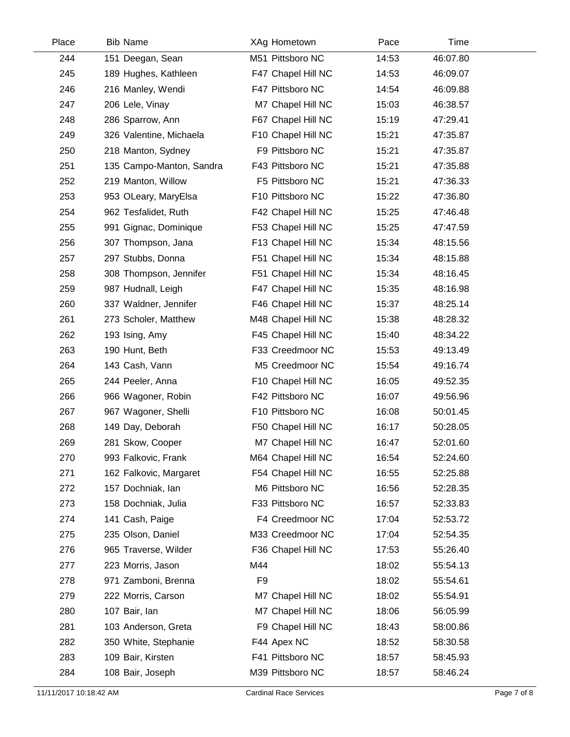| Place | Bib | Name | XAg | Hometown | Pace | Time |
|---|---|---|---|---|---|---|
| 244 | 151 | Deegan, Sean | M51 | Pittsboro NC | 14:53 | 46:07.80 |
| 245 | 189 | Hughes, Kathleen | F47 | Chapel Hill NC | 14:53 | 46:09.07 |
| 246 | 216 | Manley, Wendi | F47 | Pittsboro NC | 14:54 | 46:09.88 |
| 247 | 206 | Lele, Vinay | M7 | Chapel Hill NC | 15:03 | 46:38.57 |
| 248 | 286 | Sparrow, Ann | F67 | Chapel Hill NC | 15:19 | 47:29.41 |
| 249 | 326 | Valentine, Michaela | F10 | Chapel Hill NC | 15:21 | 47:35.87 |
| 250 | 218 | Manton, Sydney | F9 | Pittsboro NC | 15:21 | 47:35.87 |
| 251 | 135 | Campo-Manton, Sandra | F43 | Pittsboro NC | 15:21 | 47:35.88 |
| 252 | 219 | Manton, Willow | F5 | Pittsboro NC | 15:21 | 47:36.33 |
| 253 | 953 | OLeary, MaryElsa | F10 | Pittsboro NC | 15:22 | 47:36.80 |
| 254 | 962 | Tesfalidet, Ruth | F42 | Chapel Hill NC | 15:25 | 47:46.48 |
| 255 | 991 | Gignac, Dominique | F53 | Chapel Hill NC | 15:25 | 47:47.59 |
| 256 | 307 | Thompson, Jana | F13 | Chapel Hill NC | 15:34 | 48:15.56 |
| 257 | 297 | Stubbs, Donna | F51 | Chapel Hill NC | 15:34 | 48:15.88 |
| 258 | 308 | Thompson, Jennifer | F51 | Chapel Hill NC | 15:34 | 48:16.45 |
| 259 | 987 | Hudnall, Leigh | F47 | Chapel Hill NC | 15:35 | 48:16.98 |
| 260 | 337 | Waldner, Jennifer | F46 | Chapel Hill NC | 15:37 | 48:25.14 |
| 261 | 273 | Scholer, Matthew | M48 | Chapel Hill NC | 15:38 | 48:28.32 |
| 262 | 193 | Ising, Amy | F45 | Chapel Hill NC | 15:40 | 48:34.22 |
| 263 | 190 | Hunt, Beth | F33 | Creedmoor NC | 15:53 | 49:13.49 |
| 264 | 143 | Cash, Vann | M5 | Creedmoor NC | 15:54 | 49:16.74 |
| 265 | 244 | Peeler, Anna | F10 | Chapel Hill NC | 16:05 | 49:52.35 |
| 266 | 966 | Wagoner, Robin | F42 | Pittsboro NC | 16:07 | 49:56.96 |
| 267 | 967 | Wagoner, Shelli | F10 | Pittsboro NC | 16:08 | 50:01.45 |
| 268 | 149 | Day, Deborah | F50 | Chapel Hill NC | 16:17 | 50:28.05 |
| 269 | 281 | Skow, Cooper | M7 | Chapel Hill NC | 16:47 | 52:01.60 |
| 270 | 993 | Falkovic, Frank | M64 | Chapel Hill NC | 16:54 | 52:24.60 |
| 271 | 162 | Falkovic, Margaret | F54 | Chapel Hill NC | 16:55 | 52:25.88 |
| 272 | 157 | Dochniak, Ian | M6 | Pittsboro NC | 16:56 | 52:28.35 |
| 273 | 158 | Dochniak, Julia | F33 | Pittsboro NC | 16:57 | 52:33.83 |
| 274 | 141 | Cash, Paige | F4 | Creedmoor NC | 17:04 | 52:53.72 |
| 275 | 235 | Olson, Daniel | M33 | Creedmoor NC | 17:04 | 52:54.35 |
| 276 | 965 | Traverse, Wilder | F36 | Chapel Hill NC | 17:53 | 55:26.40 |
| 277 | 223 | Morris, Jason | M44 | | 18:02 | 55:54.13 |
| 278 | 971 | Zamboni, Brenna | F9 | | 18:02 | 55:54.61 |
| 279 | 222 | Morris, Carson | M7 | Chapel Hill NC | 18:02 | 55:54.91 |
| 280 | 107 | Bair, Ian | M7 | Chapel Hill NC | 18:06 | 56:05.99 |
| 281 | 103 | Anderson, Greta | F9 | Chapel Hill NC | 18:43 | 58:00.86 |
| 282 | 350 | White, Stephanie | F44 | Apex NC | 18:52 | 58:30.58 |
| 283 | 109 | Bair, Kirsten | F41 | Pittsboro NC | 18:57 | 58:45.93 |
| 284 | 108 | Bair, Joseph | M39 | Pittsboro NC | 18:57 | 58:46.24 |

11/11/2017 10:18:42 AM — Cardinal Race Services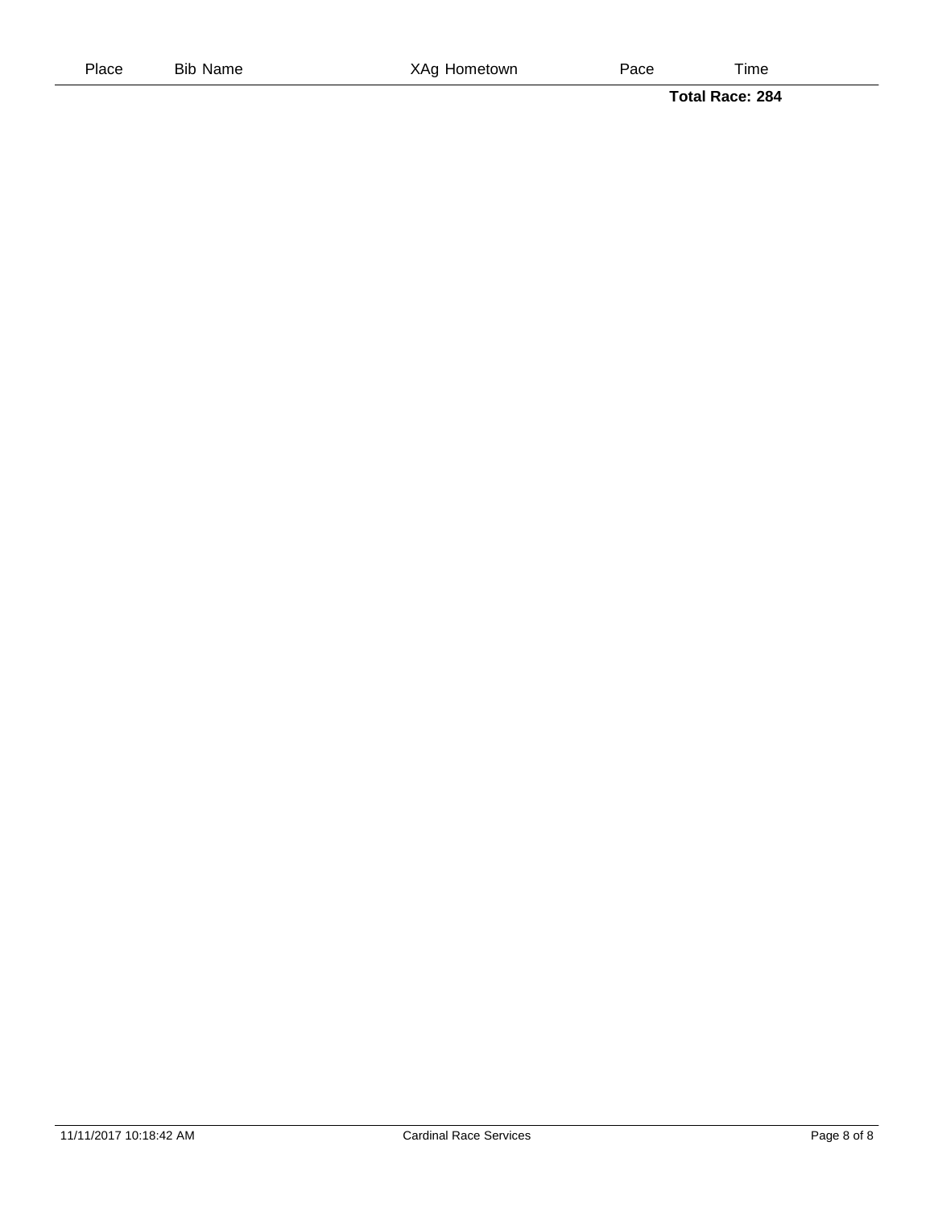| Place | Bib Name | XAg Hometown | Pace | Time |
|---|---|---|---|---|

**Total Race: 284**